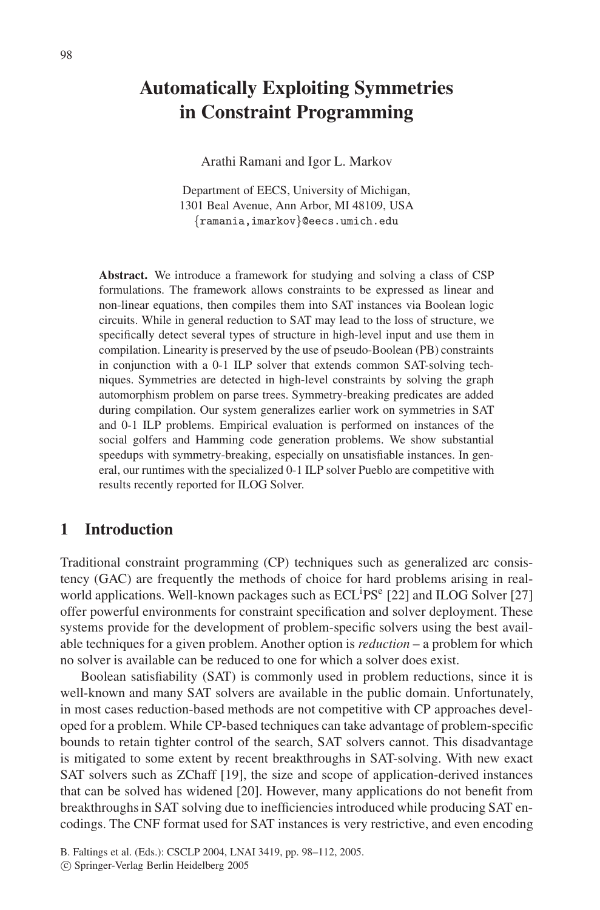# Automatically Exploiting Symmetries in Constraint Programming

Arathi Ramani and Igor L. Markov

Department of EECS, University of Michigan,
1301 Beal Avenue, Ann Arbor, MI 48109, USA
{ramania,imarkov}@eecs.umich.edu

**Abstract.** We introduce a framework for studying and solving a class of CSP formulations. The framework allows constraints to be expressed as linear and non-linear equations, then compiles them into SAT instances via Boolean logic circuits. While in general reduction to SAT may lead to the loss of structure, we specifically detect several types of structure in high-level input and use them in compilation. Linearity is preserved by the use of pseudo-Boolean (PB) constraints in conjunction with a 0-1 ILP solver that extends common SAT-solving techniques. Symmetries are detected in high-level constraints by solving the graph automorphism problem on parse trees. Symmetry-breaking predicates are added during compilation. Our system generalizes earlier work on symmetries in SAT and 0-1 ILP problems. Empirical evaluation is performed on instances of the social golfers and Hamming code generation problems. We show substantial speedups with symmetry-breaking, especially on unsatisfiable instances. In general, our runtimes with the specialized 0-1 ILP solver Pueblo are competitive with results recently reported for ILOG Solver.

## 1 Introduction

Traditional constraint programming (CP) techniques such as generalized arc consistency (GAC) are frequently the methods of choice for hard problems arising in real-world applications. Well-known packages such as ECL$^i$PS$^e$ [22] and ILOG Solver [27] offer powerful environments for constraint specification and solver deployment. These systems provide for the development of problem-specific solvers using the best available techniques for a given problem. Another option is *reduction* – a problem for which no solver is available can be reduced to one for which a solver does exist.

Boolean satisfiability (SAT) is commonly used in problem reductions, since it is well-known and many SAT solvers are available in the public domain. Unfortunately, in most cases reduction-based methods are not competitive with CP approaches developed for a problem. While CP-based techniques can take advantage of problem-specific bounds to retain tighter control of the search, SAT solvers cannot. This disadvantage is mitigated to some extent by recent breakthroughs in SAT-solving. With new exact SAT solvers such as ZChaff [19], the size and scope of application-derived instances that can be solved has widened [20]. However, many applications do not benefit from breakthroughs in SAT solving due to inefficiencies introduced while producing SAT encodings. The CNF format used for SAT instances is very restrictive, and even encoding

B. Faltings et al. (Eds.): CSCLP 2004, LNAI 3419, pp. 98–112, 2005.
© Springer-Verlag Berlin Heidelberg 2005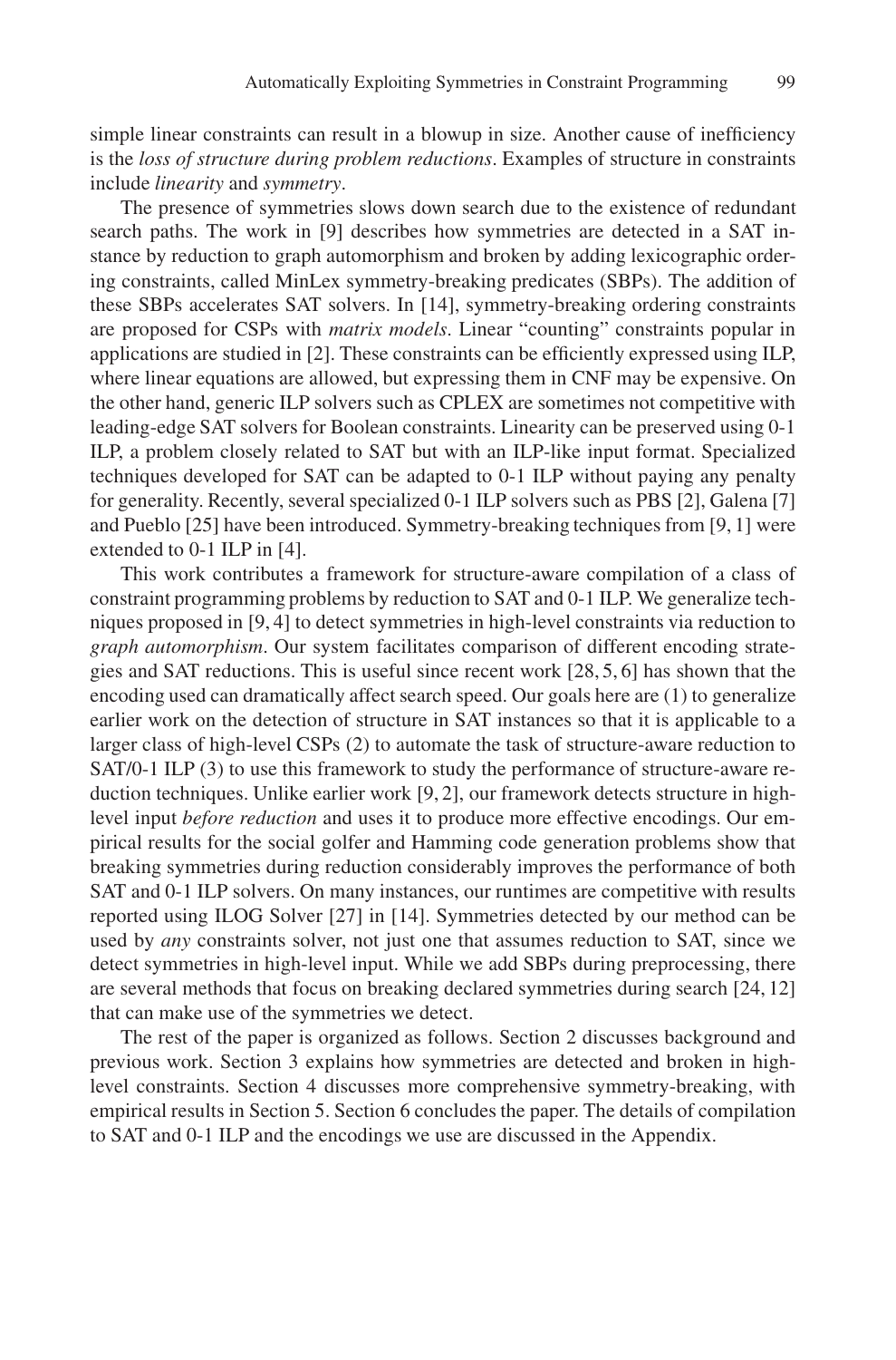simple linear constraints can result in a blowup in size. Another cause of inefficiency is the *loss of structure during problem reductions*. Examples of structure in constraints include *linearity* and *symmetry*.

The presence of symmetries slows down search due to the existence of redundant search paths. The work in [9] describes how symmetries are detected in a SAT instance by reduction to graph automorphism and broken by adding lexicographic ordering constraints, called MinLex symmetry-breaking predicates (SBPs). The addition of these SBPs accelerates SAT solvers. In [14], symmetry-breaking ordering constraints are proposed for CSPs with *matrix models*. Linear "counting" constraints popular in applications are studied in [2]. These constraints can be efficiently expressed using ILP, where linear equations are allowed, but expressing them in CNF may be expensive. On the other hand, generic ILP solvers such as CPLEX are sometimes not competitive with leading-edge SAT solvers for Boolean constraints. Linearity can be preserved using 0-1 ILP, a problem closely related to SAT but with an ILP-like input format. Specialized techniques developed for SAT can be adapted to 0-1 ILP without paying any penalty for generality. Recently, several specialized 0-1 ILP solvers such as PBS [2], Galena [7] and Pueblo [25] have been introduced. Symmetry-breaking techniques from [9, 1] were extended to 0-1 ILP in [4].

This work contributes a framework for structure-aware compilation of a class of constraint programming problems by reduction to SAT and 0-1 ILP. We generalize techniques proposed in [9, 4] to detect symmetries in high-level constraints via reduction to *graph automorphism*. Our system facilitates comparison of different encoding strategies and SAT reductions. This is useful since recent work [28, 5, 6] has shown that the encoding used can dramatically affect search speed. Our goals here are (1) to generalize earlier work on the detection of structure in SAT instances so that it is applicable to a larger class of high-level CSPs (2) to automate the task of structure-aware reduction to SAT/0-1 ILP (3) to use this framework to study the performance of structure-aware reduction techniques. Unlike earlier work [9, 2], our framework detects structure in high-level input *before reduction* and uses it to produce more effective encodings. Our empirical results for the social golfer and Hamming code generation problems show that breaking symmetries during reduction considerably improves the performance of both SAT and 0-1 ILP solvers. On many instances, our runtimes are competitive with results reported using ILOG Solver [27] in [14]. Symmetries detected by our method can be used by *any* constraints solver, not just one that assumes reduction to SAT, since we detect symmetries in high-level input. While we add SBPs during preprocessing, there are several methods that focus on breaking declared symmetries during search [24, 12] that can make use of the symmetries we detect.

The rest of the paper is organized as follows. Section 2 discusses background and previous work. Section 3 explains how symmetries are detected and broken in high-level constraints. Section 4 discusses more comprehensive symmetry-breaking, with empirical results in Section 5. Section 6 concludes the paper. The details of compilation to SAT and 0-1 ILP and the encodings we use are discussed in the Appendix.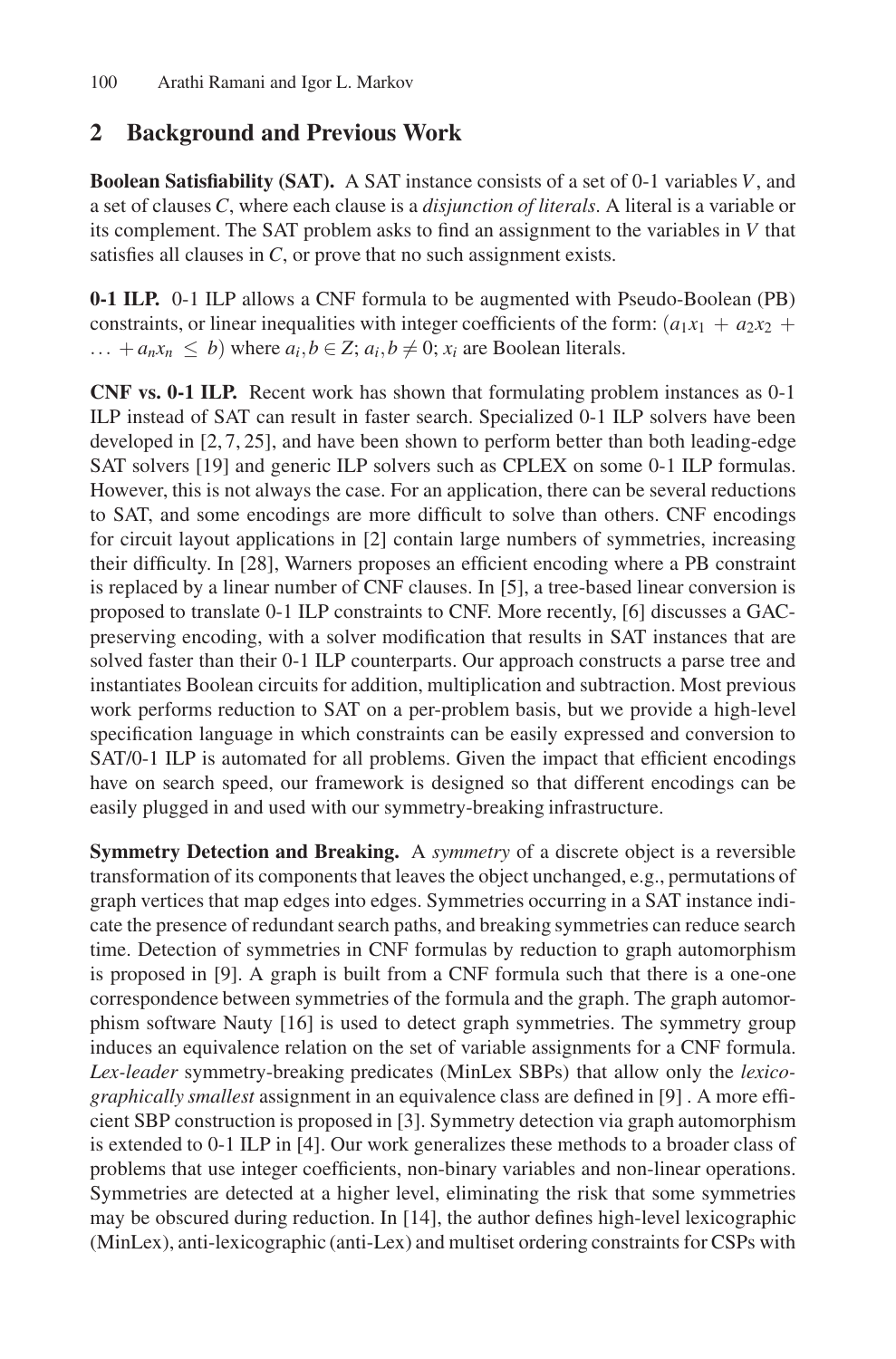## 2 Background and Previous Work

**Boolean Satisfiability (SAT).** A SAT instance consists of a set of 0-1 variables $V$, and a set of clauses $C$, where each clause is a *disjunction of literals*. A literal is a variable or its complement. The SAT problem asks to find an assignment to the variables in $V$ that satisfies all clauses in $C$, or prove that no such assignment exists.

**0-1 ILP.** 0-1 ILP allows a CNF formula to be augmented with Pseudo-Boolean (PB) constraints, or linear inequalities with integer coefficients of the form: $(a_1x_1 + a_2x_2 + \ldots + a_nx_n \leq b)$ where $a_i, b \in Z$; $a_i, b \neq 0$; $x_i$ are Boolean literals.

**CNF vs. 0-1 ILP.** Recent work has shown that formulating problem instances as 0-1 ILP instead of SAT can result in faster search. Specialized 0-1 ILP solvers have been developed in [2, 7, 25], and have been shown to perform better than both leading-edge SAT solvers [19] and generic ILP solvers such as CPLEX on some 0-1 ILP formulas. However, this is not always the case. For an application, there can be several reductions to SAT, and some encodings are more difficult to solve than others. CNF encodings for circuit layout applications in [2] contain large numbers of symmetries, increasing their difficulty. In [28], Warners proposes an efficient encoding where a PB constraint is replaced by a linear number of CNF clauses. In [5], a tree-based linear conversion is proposed to translate 0-1 ILP constraints to CNF. More recently, [6] discusses a GAC-preserving encoding, with a solver modification that results in SAT instances that are solved faster than their 0-1 ILP counterparts. Our approach constructs a parse tree and instantiates Boolean circuits for addition, multiplication and subtraction. Most previous work performs reduction to SAT on a per-problem basis, but we provide a high-level specification language in which constraints can be easily expressed and conversion to SAT/0-1 ILP is automated for all problems. Given the impact that efficient encodings have on search speed, our framework is designed so that different encodings can be easily plugged in and used with our symmetry-breaking infrastructure.

**Symmetry Detection and Breaking.** A *symmetry* of a discrete object is a reversible transformation of its components that leaves the object unchanged, e.g., permutations of graph vertices that map edges into edges. Symmetries occurring in a SAT instance indicate the presence of redundant search paths, and breaking symmetries can reduce search time. Detection of symmetries in CNF formulas by reduction to graph automorphism is proposed in [9]. A graph is built from a CNF formula such that there is a one-one correspondence between symmetries of the formula and the graph. The graph automorphism software Nauty [16] is used to detect graph symmetries. The symmetry group induces an equivalence relation on the set of variable assignments for a CNF formula. *Lex-leader* symmetry-breaking predicates (MinLex SBPs) that allow only the *lexicographically smallest* assignment in an equivalence class are defined in [9] . A more efficient SBP construction is proposed in [3]. Symmetry detection via graph automorphism is extended to 0-1 ILP in [4]. Our work generalizes these methods to a broader class of problems that use integer coefficients, non-binary variables and non-linear operations. Symmetries are detected at a higher level, eliminating the risk that some symmetries may be obscured during reduction. In [14], the author defines high-level lexicographic (MinLex), anti-lexicographic (anti-Lex) and multiset ordering constraints for CSPs with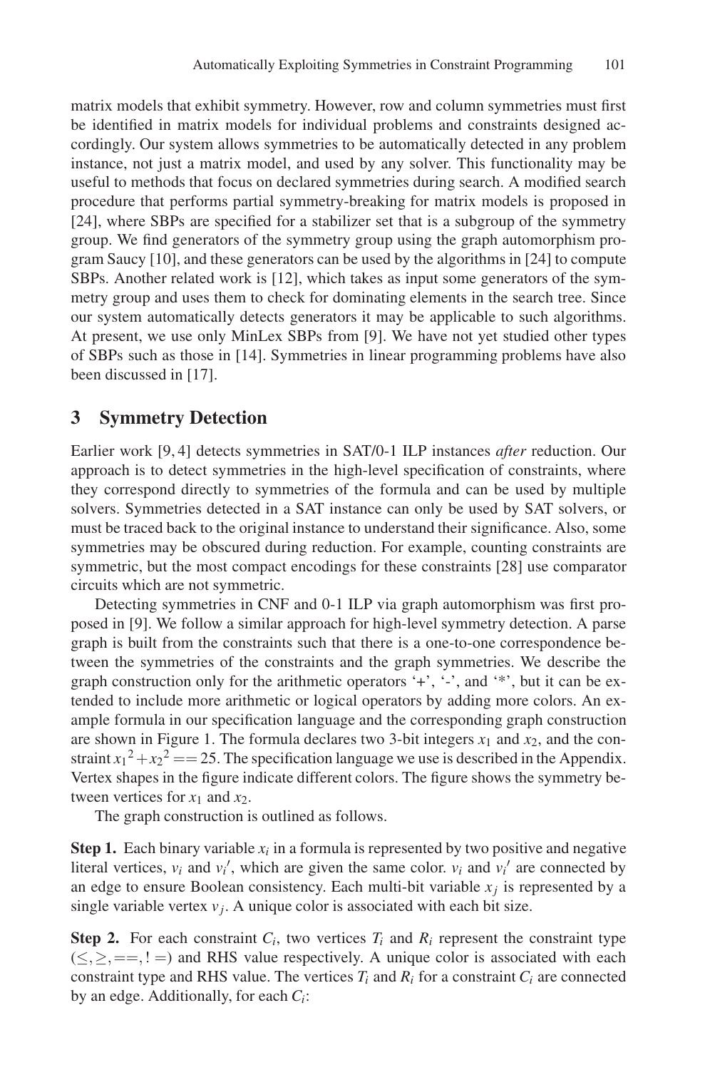matrix models that exhibit symmetry. However, row and column symmetries must first be identified in matrix models for individual problems and constraints designed accordingly. Our system allows symmetries to be automatically detected in any problem instance, not just a matrix model, and used by any solver. This functionality may be useful to methods that focus on declared symmetries during search. A modified search procedure that performs partial symmetry-breaking for matrix models is proposed in [24], where SBPs are specified for a stabilizer set that is a subgroup of the symmetry group. We find generators of the symmetry group using the graph automorphism program Saucy [10], and these generators can be used by the algorithms in [24] to compute SBPs. Another related work is [12], which takes as input some generators of the symmetry group and uses them to check for dominating elements in the search tree. Since our system automatically detects generators it may be applicable to such algorithms. At present, we use only MinLex SBPs from [9]. We have not yet studied other types of SBPs such as those in [14]. Symmetries in linear programming problems have also been discussed in [17].

## 3 Symmetry Detection

Earlier work [9, 4] detects symmetries in SAT/0-1 ILP instances *after* reduction. Our approach is to detect symmetries in the high-level specification of constraints, where they correspond directly to symmetries of the formula and can be used by multiple solvers. Symmetries detected in a SAT instance can only be used by SAT solvers, or must be traced back to the original instance to understand their significance. Also, some symmetries may be obscured during reduction. For example, counting constraints are symmetric, but the most compact encodings for these constraints [28] use comparator circuits which are not symmetric.

Detecting symmetries in CNF and 0-1 ILP via graph automorphism was first proposed in [9]. We follow a similar approach for high-level symmetry detection. A parse graph is built from the constraints such that there is a one-to-one correspondence between the symmetries of the constraints and the graph symmetries. We describe the graph construction only for the arithmetic operators '+', '-', and '*', but it can be extended to include more arithmetic or logical operators by adding more colors. An example formula in our specification language and the corresponding graph construction are shown in Figure 1. The formula declares two 3-bit integers $x_1$ and $x_2$, and the constraint ${x_1}^2 + {x_2}^2 == 25$. The specification language we use is described in the Appendix. Vertex shapes in the figure indicate different colors. The figure shows the symmetry between vertices for $x_1$ and $x_2$.

The graph construction is outlined as follows.

**Step 1.** Each binary variable $x_i$ in a formula is represented by two positive and negative literal vertices, $v_i$ and ${v_i}'$, which are given the same color. $v_i$ and ${v_i}'$ are connected by an edge to ensure Boolean consistency. Each multi-bit variable $x_j$ is represented by a single variable vertex $v_j$. A unique color is associated with each bit size.

**Step 2.** For each constraint $C_i$, two vertices $T_i$ and $R_i$ represent the constraint type $(\leq, \geq, ==, != )$ and RHS value respectively. A unique color is associated with each constraint type and RHS value. The vertices $T_i$ and $R_i$ for a constraint $C_i$ are connected by an edge. Additionally, for each $C_i$: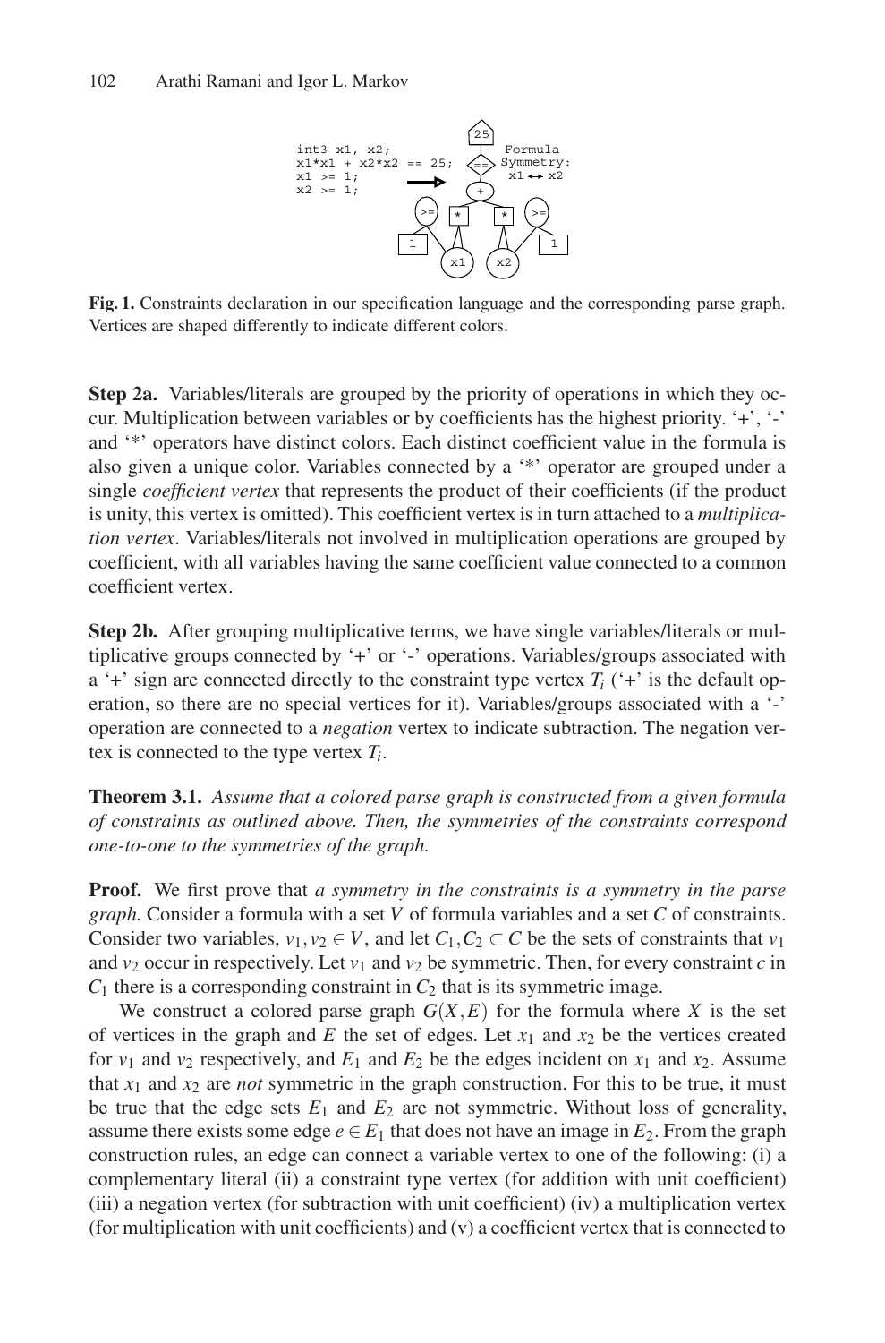**Fig. 1.** Constraints declaration in our specification language and the corresponding parse graph. Vertices are shaped differently to indicate different colors.

**Step 2a.** Variables/literals are grouped by the priority of operations in which they occur. Multiplication between variables or by coefficients has the highest priority. '+', '-' and '*' operators have distinct colors. Each distinct coefficient value in the formula is also given a unique color. Variables connected by a '*' operator are grouped under a single *coefficient vertex* that represents the product of their coefficients (if the product is unity, this vertex is omitted). This coefficient vertex is in turn attached to a *multiplication vertex*. Variables/literals not involved in multiplication operations are grouped by coefficient, with all variables having the same coefficient value connected to a common coefficient vertex.

**Step 2b.** After grouping multiplicative terms, we have single variables/literals or multiplicative groups connected by '+' or '-' operations. Variables/groups associated with a '+' sign are connected directly to the constraint type vertex $T_i$ ('+' is the default operation, so there are no special vertices for it). Variables/groups associated with a '-' operation are connected to a *negation* vertex to indicate subtraction. The negation vertex is connected to the type vertex $T_i$.

**Theorem 3.1.** *Assume that a colored parse graph is constructed from a given formula of constraints as outlined above. Then, the symmetries of the constraints correspond one-to-one to the symmetries of the graph.*

**Proof.** We first prove that *a symmetry in the constraints is a symmetry in the parse graph.* Consider a formula with a set $V$ of formula variables and a set $C$ of constraints. Consider two variables, $v_1, v_2 \in V$, and let $C_1, C_2 \subset C$ be the sets of constraints that $v_1$ and $v_2$ occur in respectively. Let $v_1$ and $v_2$ be symmetric. Then, for every constraint $c$ in $C_1$ there is a corresponding constraint in $C_2$ that is its symmetric image.

We construct a colored parse graph $G(X,E)$ for the formula where $X$ is the set of vertices in the graph and $E$ the set of edges. Let $x_1$ and $x_2$ be the vertices created for $v_1$ and $v_2$ respectively, and $E_1$ and $E_2$ be the edges incident on $x_1$ and $x_2$. Assume that $x_1$ and $x_2$ are *not* symmetric in the graph construction. For this to be true, it must be true that the edge sets $E_1$ and $E_2$ are not symmetric. Without loss of generality, assume there exists some edge $e \in E_1$ that does not have an image in $E_2$. From the graph construction rules, an edge can connect a variable vertex to one of the following: (i) a complementary literal (ii) a constraint type vertex (for addition with unit coefficient) (iii) a negation vertex (for subtraction with unit coefficient) (iv) a multiplication vertex (for multiplication with unit coefficients) and (v) a coefficient vertex that is connected to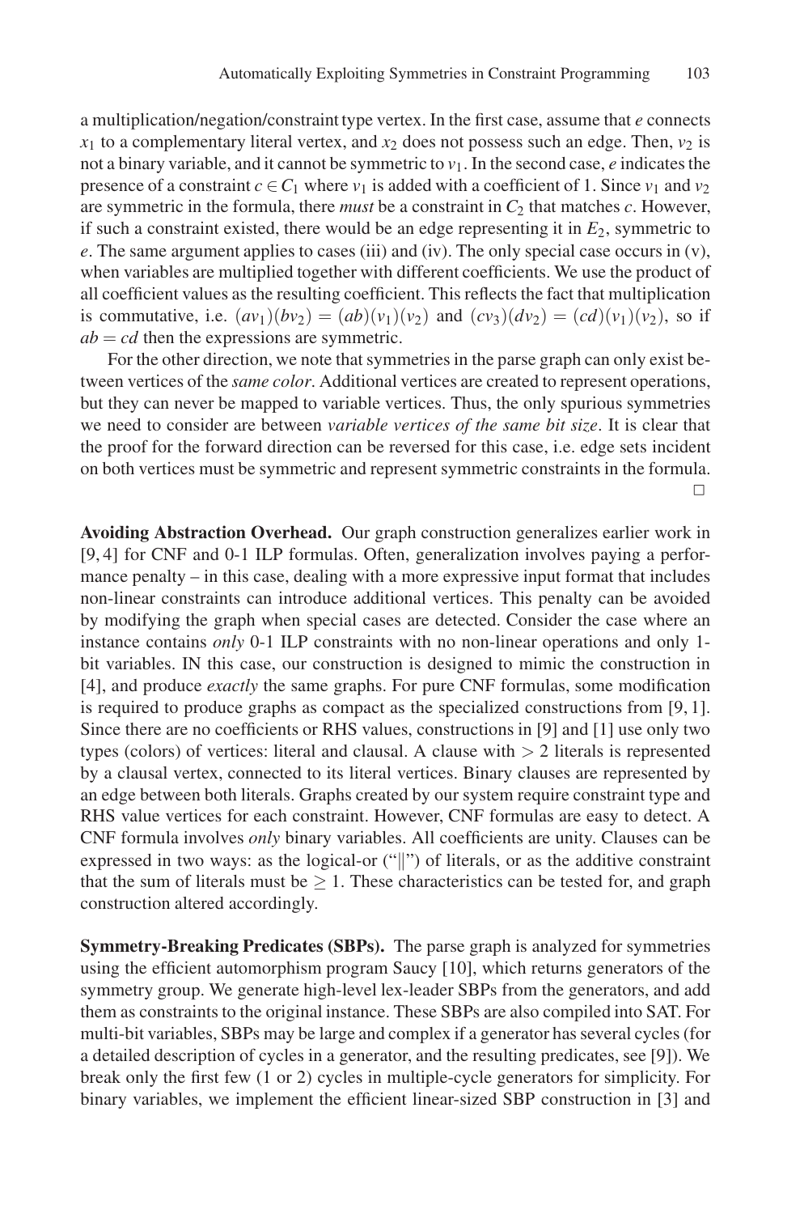a multiplication/negation/constraint type vertex. In the first case, assume that $e$ connects $x_1$ to a complementary literal vertex, and $x_2$ does not possess such an edge. Then, $v_2$ is not a binary variable, and it cannot be symmetric to $v_1$. In the second case, $e$ indicates the presence of a constraint $c \in C_1$ where $v_1$ is added with a coefficient of 1. Since $v_1$ and $v_2$ are symmetric in the formula, there *must* be a constraint in $C_2$ that matches $c$. However, if such a constraint existed, there would be an edge representing it in $E_2$, symmetric to $e$. The same argument applies to cases (iii) and (iv). The only special case occurs in (v), when variables are multiplied together with different coefficients. We use the product of all coefficient values as the resulting coefficient. This reflects the fact that multiplication is commutative, i.e. $(av_1)(bv_2) = (ab)(v_1)(v_2)$ and $(cv_3)(dv_2) = (cd)(v_1)(v_2)$, so if $ab = cd$ then the expressions are symmetric.

For the other direction, we note that symmetries in the parse graph can only exist between vertices of the *same color*. Additional vertices are created to represent operations, but they can never be mapped to variable vertices. Thus, the only spurious symmetries we need to consider are between *variable vertices of the same bit size*. It is clear that the proof for the forward direction can be reversed for this case, i.e. edge sets incident on both vertices must be symmetric and represent symmetric constraints in the formula. □

**Avoiding Abstraction Overhead.** Our graph construction generalizes earlier work in [9, 4] for CNF and 0-1 ILP formulas. Often, generalization involves paying a performance penalty – in this case, dealing with a more expressive input format that includes non-linear constraints can introduce additional vertices. This penalty can be avoided by modifying the graph when special cases are detected. Consider the case where an instance contains *only* 0-1 ILP constraints with no non-linear operations and only 1-bit variables. IN this case, our construction is designed to mimic the construction in [4], and produce *exactly* the same graphs. For pure CNF formulas, some modification is required to produce graphs as compact as the specialized constructions from [9, 1]. Since there are no coefficients or RHS values, constructions in [9] and [1] use only two types (colors) of vertices: literal and clausal. A clause with $> 2$ literals is represented by a clausal vertex, connected to its literal vertices. Binary clauses are represented by an edge between both literals. Graphs created by our system require constraint type and RHS value vertices for each constraint. However, CNF formulas are easy to detect. A CNF formula involves *only* binary variables. All coefficients are unity. Clauses can be expressed in two ways: as the logical-or ("$\|$") of literals, or as the additive constraint that the sum of literals must be $\geq 1$. These characteristics can be tested for, and graph construction altered accordingly.

**Symmetry-Breaking Predicates (SBPs).** The parse graph is analyzed for symmetries using the efficient automorphism program Saucy [10], which returns generators of the symmetry group. We generate high-level lex-leader SBPs from the generators, and add them as constraints to the original instance. These SBPs are also compiled into SAT. For multi-bit variables, SBPs may be large and complex if a generator has several cycles (for a detailed description of cycles in a generator, and the resulting predicates, see [9]). We break only the first few (1 or 2) cycles in multiple-cycle generators for simplicity. For binary variables, we implement the efficient linear-sized SBP construction in [3] and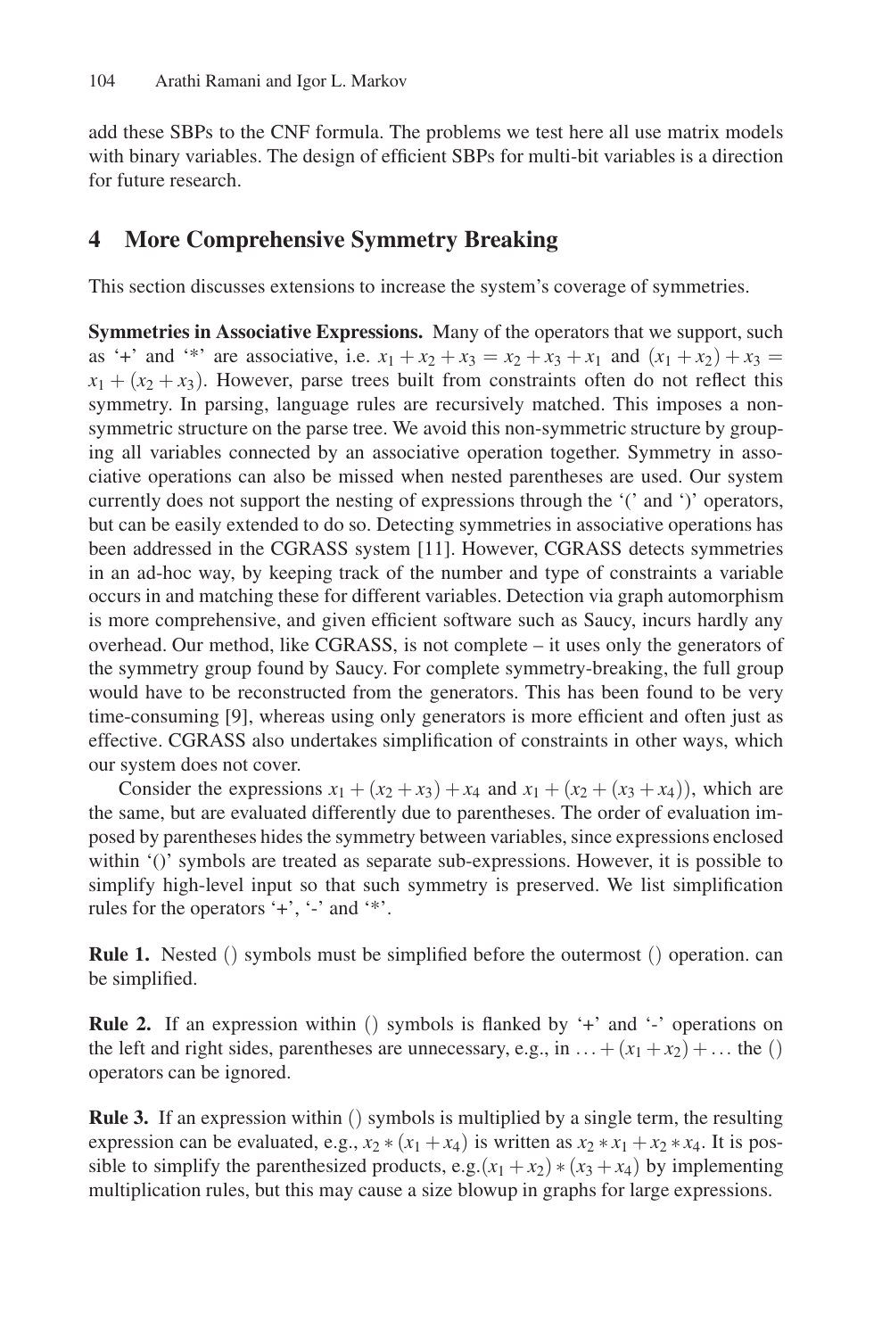add these SBPs to the CNF formula. The problems we test here all use matrix models with binary variables. The design of efficient SBPs for multi-bit variables is a direction for future research.

## 4 More Comprehensive Symmetry Breaking

This section discusses extensions to increase the system's coverage of symmetries.

**Symmetries in Associative Expressions.** Many of the operators that we support, such as '+' and '*' are associative, i.e. $x_1 + x_2 + x_3 = x_2 + x_3 + x_1$ and $(x_1 + x_2) + x_3 = x_1 + (x_2 + x_3)$. However, parse trees built from constraints often do not reflect this symmetry. In parsing, language rules are recursively matched. This imposes a non-symmetric structure on the parse tree. We avoid this non-symmetric structure by grouping all variables connected by an associative operation together. Symmetry in associative operations can also be missed when nested parentheses are used. Our system currently does not support the nesting of expressions through the '(' and ')' operators, but can be easily extended to do so. Detecting symmetries in associative operations has been addressed in the CGRASS system [11]. However, CGRASS detects symmetries in an ad-hoc way, by keeping track of the number and type of constraints a variable occurs in and matching these for different variables. Detection via graph automorphism is more comprehensive, and given efficient software such as Saucy, incurs hardly any overhead. Our method, like CGRASS, is not complete – it uses only the generators of the symmetry group found by Saucy. For complete symmetry-breaking, the full group would have to be reconstructed from the generators. This has been found to be very time-consuming [9], whereas using only generators is more efficient and often just as effective. CGRASS also undertakes simplification of constraints in other ways, which our system does not cover.

Consider the expressions $x_1 + (x_2 + x_3) + x_4$ and $x_1 + (x_2 + (x_3 + x_4))$, which are the same, but are evaluated differently due to parentheses. The order of evaluation imposed by parentheses hides the symmetry between variables, since expressions enclosed within '()' symbols are treated as separate sub-expressions. However, it is possible to simplify high-level input so that such symmetry is preserved. We list simplification rules for the operators '+', '-' and '*'.

**Rule 1.** Nested () symbols must be simplified before the outermost () operation. can be simplified.

**Rule 2.** If an expression within () symbols is flanked by '+' and '-' operations on the left and right sides, parentheses are unnecessary, e.g., in $\ldots + (x_1 + x_2) + \ldots$ the () operators can be ignored.

**Rule 3.** If an expression within () symbols is multiplied by a single term, the resulting expression can be evaluated, e.g., $x_2 * (x_1 + x_4)$ is written as $x_2 * x_1 + x_2 * x_4$. It is possible to simplify the parenthesized products, e.g.$(x_1 + x_2) * (x_3 + x_4)$ by implementing multiplication rules, but this may cause a size blowup in graphs for large expressions.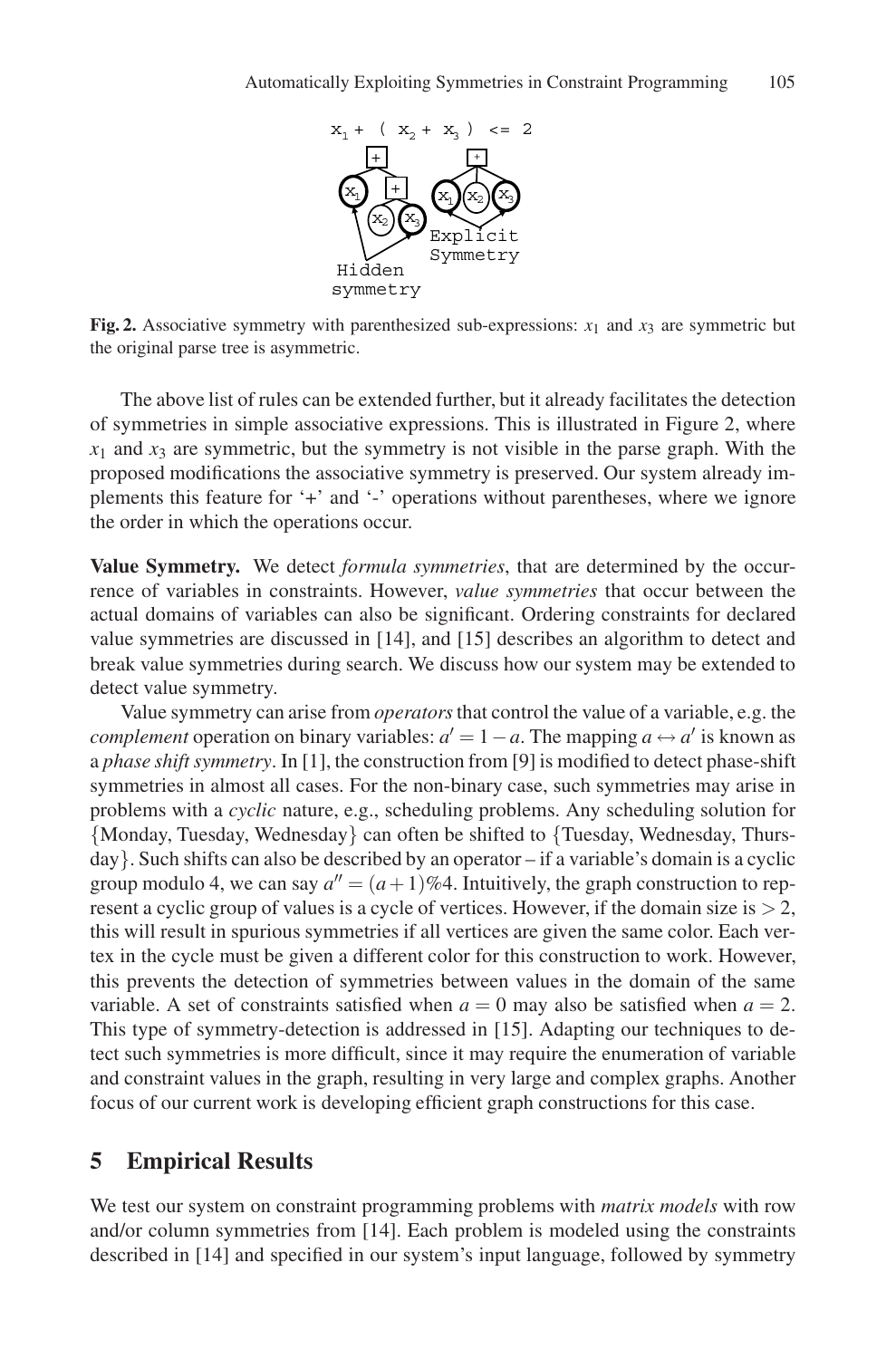**Fig. 2.** Associative symmetry with parenthesized sub-expressions: $x_1$ and $x_3$ are symmetric but the original parse tree is asymmetric.

The above list of rules can be extended further, but it already facilitates the detection of symmetries in simple associative expressions. This is illustrated in Figure 2, where $x_1$ and $x_3$ are symmetric, but the symmetry is not visible in the parse graph. With the proposed modifications the associative symmetry is preserved. Our system already implements this feature for '+' and '-' operations without parentheses, where we ignore the order in which the operations occur.

**Value Symmetry.** We detect *formula symmetries*, that are determined by the occurrence of variables in constraints. However, *value symmetries* that occur between the actual domains of variables can also be significant. Ordering constraints for declared value symmetries are discussed in [14], and [15] describes an algorithm to detect and break value symmetries during search. We discuss how our system may be extended to detect value symmetry.

Value symmetry can arise from *operators* that control the value of a variable, e.g. the *complement* operation on binary variables: $a' = 1 - a$. The mapping $a \leftrightarrow a'$ is known as a *phase shift symmetry*. In [1], the construction from [9] is modified to detect phase-shift symmetries in almost all cases. For the non-binary case, such symmetries may arise in problems with a *cyclic* nature, e.g., scheduling problems. Any scheduling solution for {Monday, Tuesday, Wednesday} can often be shifted to {Tuesday, Wednesday, Thursday}. Such shifts can also be described by an operator – if a variable's domain is a cyclic group modulo 4, we can say $a'' = (a+1)\%4$. Intuitively, the graph construction to represent a cyclic group of values is a cycle of vertices. However, if the domain size is $> 2$, this will result in spurious symmetries if all vertices are given the same color. Each vertex in the cycle must be given a different color for this construction to work. However, this prevents the detection of symmetries between values in the domain of the same variable. A set of constraints satisfied when $a = 0$ may also be satisfied when $a = 2$. This type of symmetry-detection is addressed in [15]. Adapting our techniques to detect such symmetries is more difficult, since it may require the enumeration of variable and constraint values in the graph, resulting in very large and complex graphs. Another focus of our current work is developing efficient graph constructions for this case.

## 5 Empirical Results

We test our system on constraint programming problems with *matrix models* with row and/or column symmetries from [14]. Each problem is modeled using the constraints described in [14] and specified in our system's input language, followed by symmetry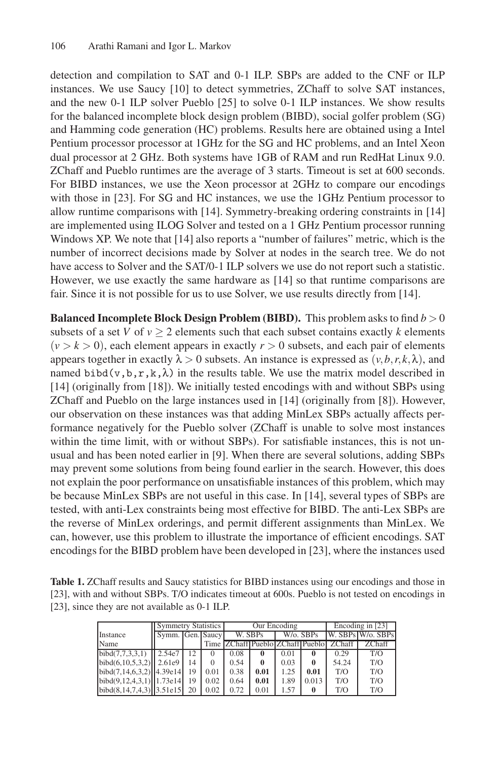detection and compilation to SAT and 0-1 ILP. SBPs are added to the CNF or ILP instances. We use Saucy [10] to detect symmetries, ZChaff to solve SAT instances, and the new 0-1 ILP solver Pueblo [25] to solve 0-1 ILP instances. We show results for the balanced incomplete block design problem (BIBD), social golfer problem (SG) and Hamming code generation (HC) problems. Results here are obtained using a Intel Pentium processor processor at 1GHz for the SG and HC problems, and an Intel Xeon dual processor at 2 GHz. Both systems have 1GB of RAM and run RedHat Linux 9.0. ZChaff and Pueblo runtimes are the average of 3 starts. Timeout is set at 600 seconds. For BIBD instances, we use the Xeon processor at 2GHz to compare our encodings with those in [23]. For SG and HC instances, we use the 1GHz Pentium processor to allow runtime comparisons with [14]. Symmetry-breaking ordering constraints in [14] are implemented using ILOG Solver and tested on a 1 GHz Pentium processor running Windows XP. We note that [14] also reports a "number of failures" metric, which is the number of incorrect decisions made by Solver at nodes in the search tree. We do not have access to Solver and the SAT/0-1 ILP solvers we use do not report such a statistic. However, we use exactly the same hardware as [14] so that runtime comparisons are fair. Since it is not possible for us to use Solver, we use results directly from [14].

**Balanced Incomplete Block Design Problem (BIBD).** This problem asks to find $b > 0$ subsets of a set $V$ of $v \geq 2$ elements such that each subset contains exactly $k$ elements $(v > k > 0)$, each element appears in exactly $r > 0$ subsets, and each pair of elements appears together in exactly $\lambda > 0$ subsets. An instance is expressed as $(v, b, r, k, \lambda)$, and named bibd(v,b,r,k,$\lambda$) in the results table. We use the matrix model described in [14] (originally from [18]). We initially tested encodings with and without SBPs using ZChaff and Pueblo on the large instances used in [14] (originally from [8]). However, our observation on these instances was that adding MinLex SBPs actually affects performance negatively for the Pueblo solver (ZChaff is unable to solve most instances within the time limit, with or without SBPs). For satisfiable instances, this is not unusual and has been noted earlier in [9]. When there are several solutions, adding SBPs may prevent some solutions from being found earlier in the search. However, this does not explain the poor performance on unsatisfiable instances of this problem, which may be because MinLex SBPs are not useful in this case. In [14], several types of SBPs are tested, with anti-Lex constraints being most effective for BIBD. The anti-Lex SBPs are the reverse of MinLex orderings, and permit different assignments than MinLex. We can, however, use this problem to illustrate the importance of efficient encodings. SAT encodings for the BIBD problem have been developed in [23], where the instances used

**Table 1.** ZChaff results and Saucy statistics for BIBD instances using our encodings and those in [23], with and without SBPs. T/O indicates timeout at 600s. Pueblo is not tested on encodings in [23], since they are not available as 0-1 ILP.

| Instance | Symmetry Statistics | | | Our Encoding | | | | Encoding in [23] | |
|---|---|---|---|---|---|---|---|---|---|
| | Symm. | Gen. | Saucy | W. SBPs | | W/o. SBPs | | W. SBPs | W/o. SBPs |
| Name | | | Time | ZChaff | Pueblo | ZChaff | Pueblo | ZChaff | ZChaff |
| bibd(7,7,3,3,1) | 2.54e7 | 12 | 0 | 0.08 | **0** | 0.01 | **0** | 0.29 | T/O |
| bibd(6,10,5,3,2) | 2.61e9 | 14 | 0 | 0.54 | **0** | 0.03 | **0** | 54.24 | T/O |
| bibd(7,14,6,3,2) | 4.39e14 | 19 | 0.01 | 0.38 | **0.01** | 1.25 | **0.01** | T/O | T/O |
| bibd(9,12,4,3,1) | 1.73e14 | 19 | 0.02 | 0.64 | **0.01** | 1.89 | 0.013 | T/O | T/O |
| bibd(8,14,7,4,3) | 3.51e15 | 20 | 0.02 | 0.72 | 0.01 | 1.57 | **0** | T/O | T/O |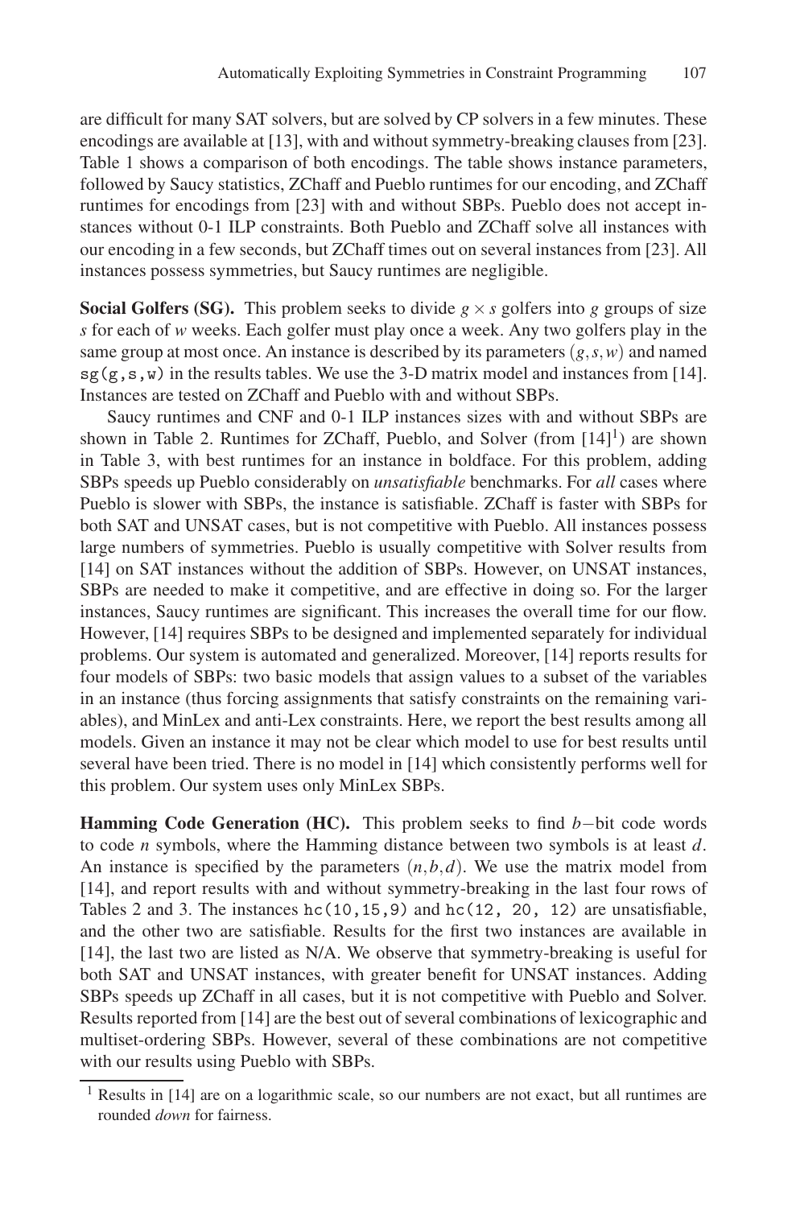are difficult for many SAT solvers, but are solved by CP solvers in a few minutes. These encodings are available at [13], with and without symmetry-breaking clauses from [23]. Table 1 shows a comparison of both encodings. The table shows instance parameters, followed by Saucy statistics, ZChaff and Pueblo runtimes for our encoding, and ZChaff runtimes for encodings from [23] with and without SBPs. Pueblo does not accept instances without 0-1 ILP constraints. Both Pueblo and ZChaff solve all instances with our encoding in a few seconds, but ZChaff times out on several instances from [23]. All instances possess symmetries, but Saucy runtimes are negligible.

**Social Golfers (SG).** This problem seeks to divide $g \times s$ golfers into $g$ groups of size $s$ for each of $w$ weeks. Each golfer must play once a week. Any two golfers play in the same group at most once. An instance is described by its parameters $(g, s, w)$ and named `sg(g,s,w)` in the results tables. We use the 3-D matrix model and instances from [14]. Instances are tested on ZChaff and Pueblo with and without SBPs.

Saucy runtimes and CNF and 0-1 ILP instances sizes with and without SBPs are shown in Table 2. Runtimes for ZChaff, Pueblo, and Solver (from [14][1]) are shown in Table 3, with best runtimes for an instance in boldface. For this problem, adding SBPs speeds up Pueblo considerably on *unsatisfiable* benchmarks. For *all* cases where Pueblo is slower with SBPs, the instance is satisfiable. ZChaff is faster with SBPs for both SAT and UNSAT cases, but is not competitive with Pueblo. All instances possess large numbers of symmetries. Pueblo is usually competitive with Solver results from [14] on SAT instances without the addition of SBPs. However, on UNSAT instances, SBPs are needed to make it competitive, and are effective in doing so. For the larger instances, Saucy runtimes are significant. This increases the overall time for our flow. However, [14] requires SBPs to be designed and implemented separately for individual problems. Our system is automated and generalized. Moreover, [14] reports results for four models of SBPs: two basic models that assign values to a subset of the variables in an instance (thus forcing assignments that satisfy constraints on the remaining variables), and MinLex and anti-Lex constraints. Here, we report the best results among all models. Given an instance it may not be clear which model to use for best results until several have been tried. There is no model in [14] which consistently performs well for this problem. Our system uses only MinLex SBPs.

**Hamming Code Generation (HC).** This problem seeks to find $b-$bit code words to code $n$ symbols, where the Hamming distance between two symbols is at least $d$. An instance is specified by the parameters $(n, b, d)$. We use the matrix model from [14], and report results with and without symmetry-breaking in the last four rows of Tables 2 and 3. The instances `hc(10,15,9)` and `hc(12, 20, 12)` are unsatisfiable, and the other two are satisfiable. Results for the first two instances are available in [14], the last two are listed as N/A. We observe that symmetry-breaking is useful for both SAT and UNSAT instances, with greater benefit for UNSAT instances. Adding SBPs speeds up ZChaff in all cases, but it is not competitive with Pueblo and Solver. Results reported from [14] are the best out of several combinations of lexicographic and multiset-ordering SBPs. However, several of these combinations are not competitive with our results using Pueblo with SBPs.

[1] Results in [14] are on a logarithmic scale, so our numbers are not exact, but all runtimes are rounded *down* for fairness.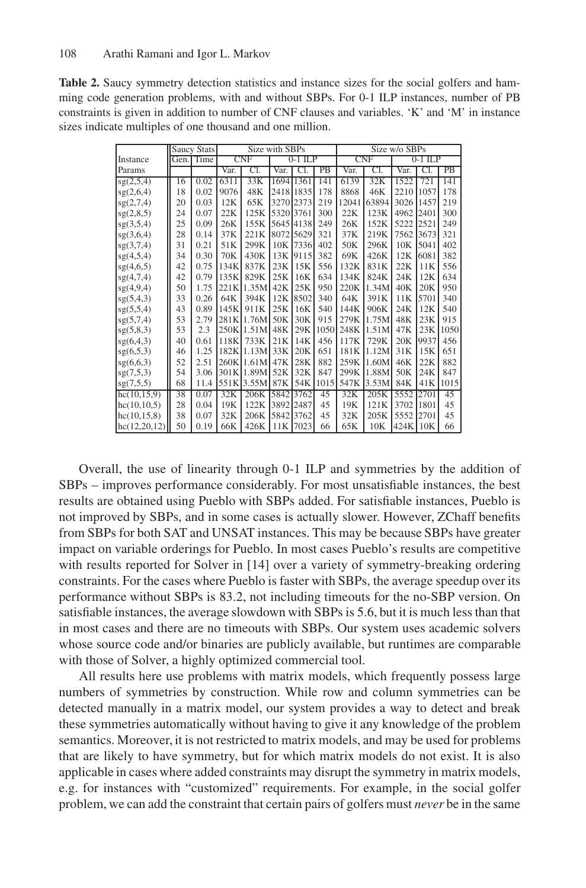**Table 2.** Saucy symmetry detection statistics and instance sizes for the social golfers and hamming code generation problems, with and without SBPs. For 0-1 ILP instances, number of PB constraints is given in addition to number of CNF clauses and variables. 'K' and 'M' in instance sizes indicate multiples of one thousand and one million.

| Instance | Saucy Stats | | Size with SBPs | | | | | Size w/o SBPs | | | | |
|---|---|---|---|---|---|---|---|---|---|---|---|---|
| | Gen. | Time | CNF | | 0-1 ILP | | | CNF | | 0-1 ILP | | |
| Params | | | Var. | Cl. | Var. | Cl. | PB | Var. | Cl. | Var. | Cl. | PB |
| sg(2,5,4) | 16 | 0.02 | 6311 | 33K | 1694 | 1361 | 141 | 6139 | 32K | 1522 | 721 | 141 |
| sg(2,6,4) | 18 | 0.02 | 9076 | 48K | 2418 | 1835 | 178 | 8868 | 46K | 2210 | 1057 | 178 |
| sg(2,7,4) | 20 | 0.03 | 12K | 65K | 3270 | 2373 | 219 | 12041 | 63894 | 3026 | 1457 | 219 |
| sg(2,8,5) | 24 | 0.07 | 22K | 125K | 5320 | 3761 | 300 | 22K | 123K | 4962 | 2401 | 300 |
| sg(3,5,4) | 25 | 0.09 | 26K | 155K | 5645 | 4138 | 249 | 26K | 152K | 5222 | 2521 | 249 |
| sg(3,6,4) | 28 | 0.14 | 37K | 221K | 8072 | 5629 | 321 | 37K | 219K | 7562 | 3673 | 321 |
| sg(3,7,4) | 31 | 0.21 | 51K | 299K | 10K | 7336 | 402 | 50K | 296K | 10K | 5041 | 402 |
| sg(4,5,4) | 34 | 0.30 | 70K | 430K | 13K | 9115 | 382 | 69K | 426K | 12K | 6081 | 382 |
| sg(4,6,5) | 42 | 0.75 | 134K | 837K | 23K | 15K | 556 | 132K | 831K | 22K | 11K | 556 |
| sg(4,7,4) | 42 | 0.79 | 135K | 829K | 25K | 16K | 634 | 134K | 824K | 24K | 12K | 634 |
| sg(4,9,4) | 50 | 1.75 | 221K | 1.35M | 42K | 25K | 950 | 220K | 1.34M | 40K | 20K | 950 |
| sg(5,4,3) | 33 | 0.26 | 64K | 394K | 12K | 8502 | 340 | 64K | 391K | 11K | 5701 | 340 |
| sg(5,5,4) | 43 | 0.89 | 145K | 911K | 25K | 16K | 540 | 144K | 906K | 24K | 12K | 540 |
| sg(5,7,4) | 53 | 2.79 | 281K | 1.76M | 50K | 30K | 915 | 279K | 1.75M | 48K | 23K | 915 |
| sg(5,8,3) | 53 | 2.3 | 250K | 1.51M | 48K | 29K | 1050 | 248K | 1.51M | 47K | 23K | 1050 |
| sg(6,4,3) | 40 | 0.61 | 118K | 733K | 21K | 14K | 456 | 117K | 729K | 20K | 9937 | 456 |
| sg(6,5,3) | 46 | 1.25 | 182K | 1.13M | 33K | 20K | 651 | 181K | 1.12M | 31K | 15K | 651 |
| sg(6,6,3) | 52 | 2.51 | 260K | 1.61M | 47K | 28K | 882 | 259K | 1.60M | 46K | 22K | 882 |
| sg(7,5,3) | 54 | 3.06 | 301K | 1.89M | 52K | 32K | 847 | 299K | 1.88M | 50K | 24K | 847 |
| sg(7,5,5) | 68 | 11.4 | 551K | 3.55M | 87K | 54K | 1015 | 547K | 3.53M | 84K | 41K | 1015 |
| hc(10,15,9) | 38 | 0.07 | 32K | 206K | 5842 | 3762 | 45 | 32K | 205K | 5552 | 2701 | 45 |
| hc(10,10,5) | 28 | 0.04 | 19K | 122K | 3892 | 2487 | 45 | 19K | 121K | 3702 | 1801 | 45 |
| hc(10,15,8) | 38 | 0.07 | 32K | 206K | 5842 | 3762 | 45 | 32K | 205K | 5552 | 2701 | 45 |
| hc(12,20,12) | 50 | 0.19 | 66K | 426K | 11K | 7023 | 66 | 65K | 10K | 424K | 10K | 66 |

Overall, the use of linearity through 0-1 ILP and symmetries by the addition of SBPs – improves performance considerably. For most unsatisfiable instances, the best results are obtained using Pueblo with SBPs added. For satisfiable instances, Pueblo is not improved by SBPs, and in some cases is actually slower. However, ZChaff benefits from SBPs for both SAT and UNSAT instances. This may be because SBPs have greater impact on variable orderings for Pueblo. In most cases Pueblo's results are competitive with results reported for Solver in [14] over a variety of symmetry-breaking ordering constraints. For the cases where Pueblo is faster with SBPs, the average speedup over its performance without SBPs is 83.2, not including timeouts for the no-SBP version. On satisfiable instances, the average slowdown with SBPs is 5.6, but it is much less than that in most cases and there are no timeouts with SBPs. Our system uses academic solvers whose source code and/or binaries are publicly available, but runtimes are comparable with those of Solver, a highly optimized commercial tool.

All results here use problems with matrix models, which frequently possess large numbers of symmetries by construction. While row and column symmetries can be detected manually in a matrix model, our system provides a way to detect and break these symmetries automatically without having to give it any knowledge of the problem semantics. Moreover, it is not restricted to matrix models, and may be used for problems that are likely to have symmetry, but for which matrix models do not exist. It is also applicable in cases where added constraints may disrupt the symmetry in matrix models, e.g. for instances with "customized" requirements. For example, in the social golfer problem, we can add the constraint that certain pairs of golfers must *never* be in the same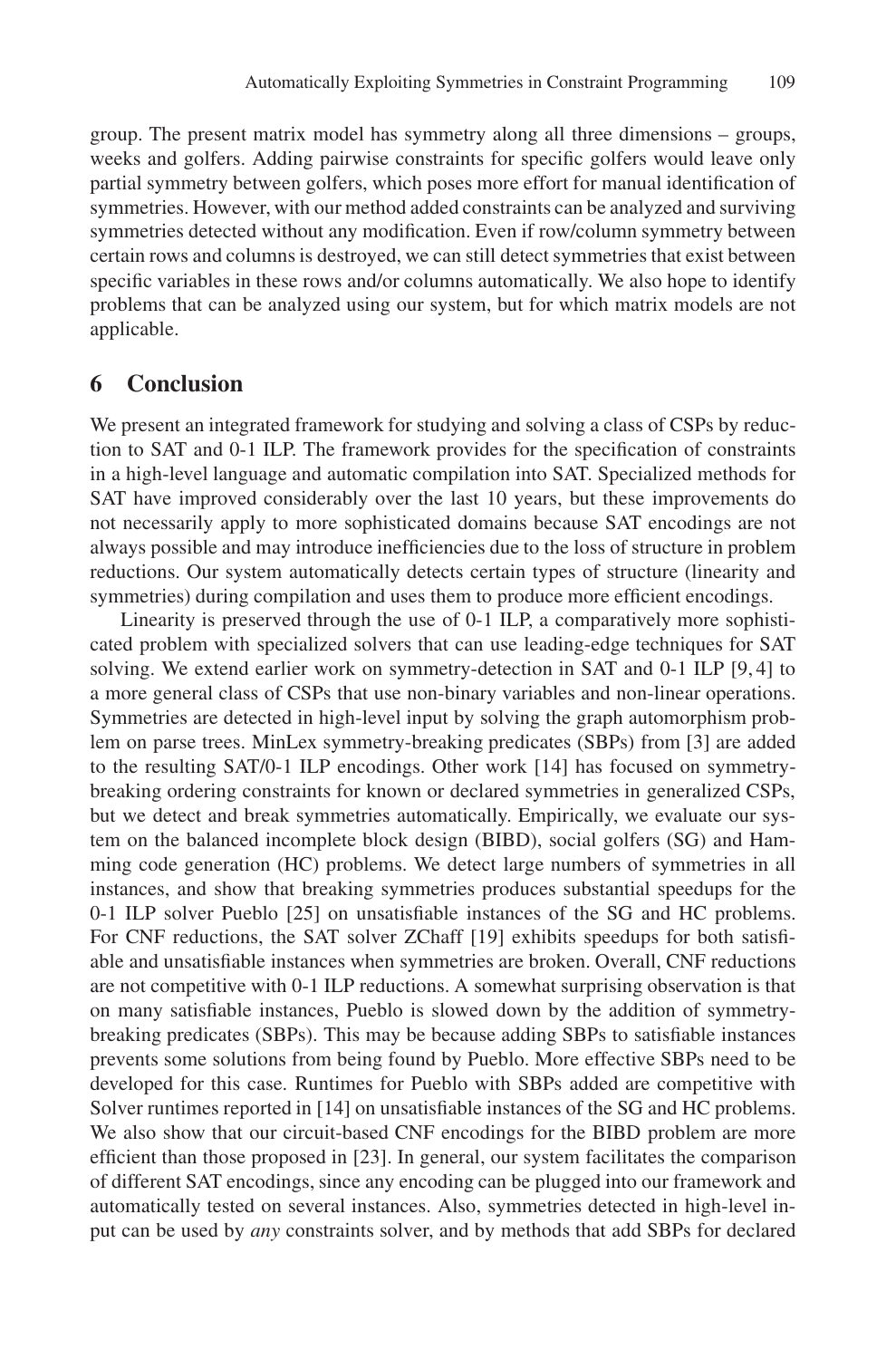group. The present matrix model has symmetry along all three dimensions – groups, weeks and golfers. Adding pairwise constraints for specific golfers would leave only partial symmetry between golfers, which poses more effort for manual identification of symmetries. However, with our method added constraints can be analyzed and surviving symmetries detected without any modification. Even if row/column symmetry between certain rows and columns is destroyed, we can still detect symmetries that exist between specific variables in these rows and/or columns automatically. We also hope to identify problems that can be analyzed using our system, but for which matrix models are not applicable.

## 6 Conclusion

We present an integrated framework for studying and solving a class of CSPs by reduction to SAT and 0-1 ILP. The framework provides for the specification of constraints in a high-level language and automatic compilation into SAT. Specialized methods for SAT have improved considerably over the last 10 years, but these improvements do not necessarily apply to more sophisticated domains because SAT encodings are not always possible and may introduce inefficiencies due to the loss of structure in problem reductions. Our system automatically detects certain types of structure (linearity and symmetries) during compilation and uses them to produce more efficient encodings.

Linearity is preserved through the use of 0-1 ILP, a comparatively more sophisticated problem with specialized solvers that can use leading-edge techniques for SAT solving. We extend earlier work on symmetry-detection in SAT and 0-1 ILP [9, 4] to a more general class of CSPs that use non-binary variables and non-linear operations. Symmetries are detected in high-level input by solving the graph automorphism problem on parse trees. MinLex symmetry-breaking predicates (SBPs) from [3] are added to the resulting SAT/0-1 ILP encodings. Other work [14] has focused on symmetry-breaking ordering constraints for known or declared symmetries in generalized CSPs, but we detect and break symmetries automatically. Empirically, we evaluate our system on the balanced incomplete block design (BIBD), social golfers (SG) and Hamming code generation (HC) problems. We detect large numbers of symmetries in all instances, and show that breaking symmetries produces substantial speedups for the 0-1 ILP solver Pueblo [25] on unsatisfiable instances of the SG and HC problems. For CNF reductions, the SAT solver ZChaff [19] exhibits speedups for both satisfiable and unsatisfiable instances when symmetries are broken. Overall, CNF reductions are not competitive with 0-1 ILP reductions. A somewhat surprising observation is that on many satisfiable instances, Pueblo is slowed down by the addition of symmetry-breaking predicates (SBPs). This may be because adding SBPs to satisfiable instances prevents some solutions from being found by Pueblo. More effective SBPs need to be developed for this case. Runtimes for Pueblo with SBPs added are competitive with Solver runtimes reported in [14] on unsatisfiable instances of the SG and HC problems. We also show that our circuit-based CNF encodings for the BIBD problem are more efficient than those proposed in [23]. In general, our system facilitates the comparison of different SAT encodings, since any encoding can be plugged into our framework and automatically tested on several instances. Also, symmetries detected in high-level input can be used by *any* constraints solver, and by methods that add SBPs for declared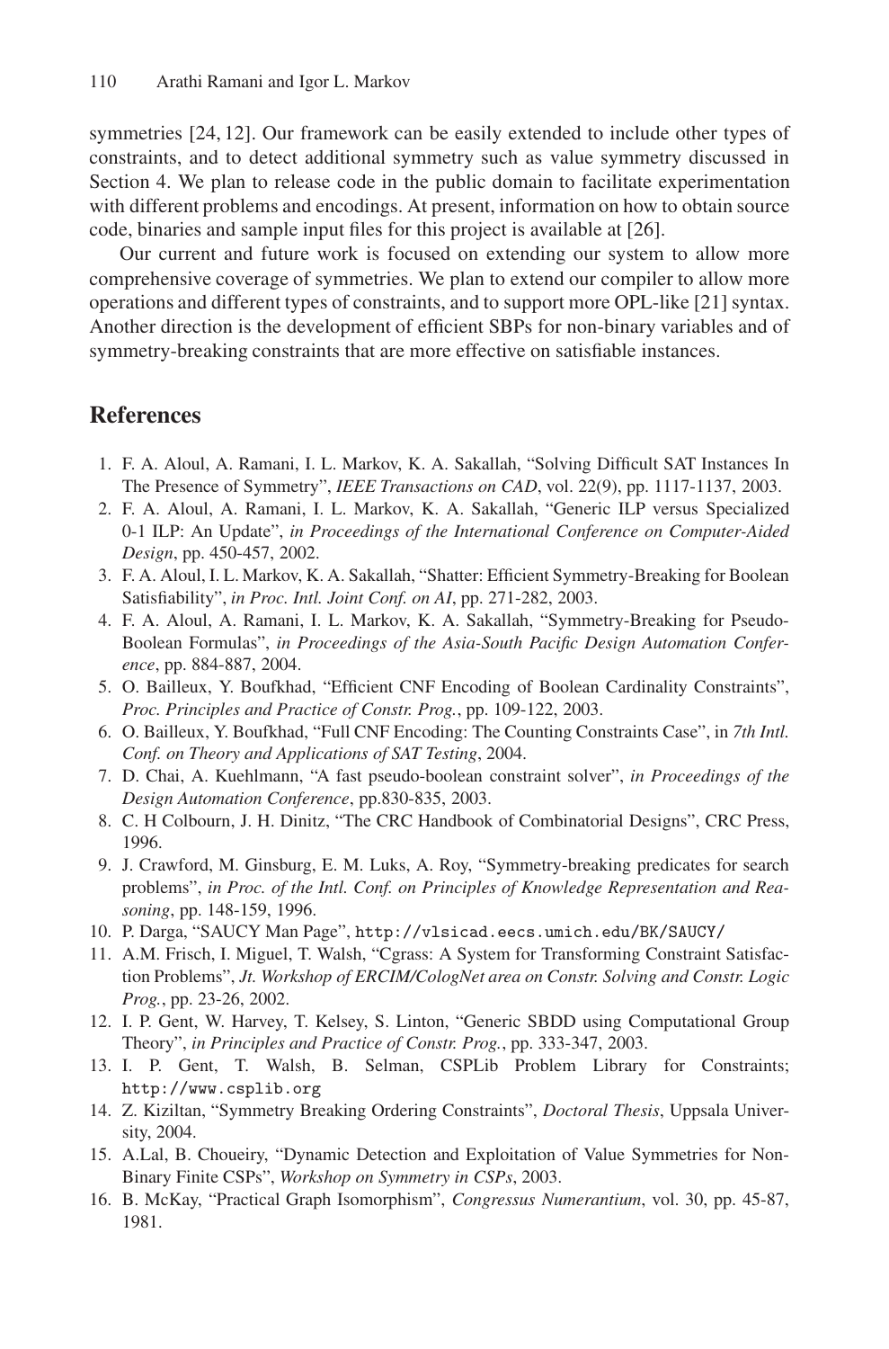symmetries [24, 12]. Our framework can be easily extended to include other types of constraints, and to detect additional symmetry such as value symmetry discussed in Section 4. We plan to release code in the public domain to facilitate experimentation with different problems and encodings. At present, information on how to obtain source code, binaries and sample input files for this project is available at [26].

Our current and future work is focused on extending our system to allow more comprehensive coverage of symmetries. We plan to extend our compiler to allow more operations and different types of constraints, and to support more OPL-like [21] syntax. Another direction is the development of efficient SBPs for non-binary variables and of symmetry-breaking constraints that are more effective on satisfiable instances.

## References

1. F. A. Aloul, A. Ramani, I. L. Markov, K. A. Sakallah, "Solving Difficult SAT Instances In The Presence of Symmetry", *IEEE Transactions on CAD*, vol. 22(9), pp. 1117-1137, 2003.
2. F. A. Aloul, A. Ramani, I. L. Markov, K. A. Sakallah, "Generic ILP versus Specialized 0-1 ILP: An Update", *in Proceedings of the International Conference on Computer-Aided Design*, pp. 450-457, 2002.
3. F. A. Aloul, I. L. Markov, K. A. Sakallah, "Shatter: Efficient Symmetry-Breaking for Boolean Satisfiability", *in Proc. Intl. Joint Conf. on AI*, pp. 271-282, 2003.
4. F. A. Aloul, A. Ramani, I. L. Markov, K. A. Sakallah, "Symmetry-Breaking for Pseudo-Boolean Formulas", *in Proceedings of the Asia-South Pacific Design Automation Conference*, pp. 884-887, 2004.
5. O. Bailleux, Y. Boufkhad, "Efficient CNF Encoding of Boolean Cardinality Constraints", *Proc. Principles and Practice of Constr. Prog.*, pp. 109-122, 2003.
6. O. Bailleux, Y. Boufkhad, "Full CNF Encoding: The Counting Constraints Case", in *7th Intl. Conf. on Theory and Applications of SAT Testing*, 2004.
7. D. Chai, A. Kuehlmann, "A fast pseudo-boolean constraint solver", *in Proceedings of the Design Automation Conference*, pp.830-835, 2003.
8. C. H Colbourn, J. H. Dinitz, "The CRC Handbook of Combinatorial Designs", CRC Press, 1996.
9. J. Crawford, M. Ginsburg, E. M. Luks, A. Roy, "Symmetry-breaking predicates for search problems", *in Proc. of the Intl. Conf. on Principles of Knowledge Representation and Reasoning*, pp. 148-159, 1996.
10. P. Darga, "SAUCY Man Page", `http://vlsicad.eecs.umich.edu/BK/SAUCY/`
11. A.M. Frisch, I. Miguel, T. Walsh, "Cgrass: A System for Transforming Constraint Satisfaction Problems", *Jt. Workshop of ERCIM/CologNet area on Constr. Solving and Constr. Logic Prog.*, pp. 23-26, 2002.
12. I. P. Gent, W. Harvey, T. Kelsey, S. Linton, "Generic SBDD using Computational Group Theory", *in Principles and Practice of Constr. Prog.*, pp. 333-347, 2003.
13. I. P. Gent, T. Walsh, B. Selman, CSPLib Problem Library for Constraints; `http://www.csplib.org`
14. Z. Kiziltan, "Symmetry Breaking Ordering Constraints", *Doctoral Thesis*, Uppsala University, 2004.
15. A.Lal, B. Choueiry, "Dynamic Detection and Exploitation of Value Symmetries for Non-Binary Finite CSPs", *Workshop on Symmetry in CSPs*, 2003.
16. B. McKay, "Practical Graph Isomorphism", *Congressus Numerantium*, vol. 30, pp. 45-87, 1981.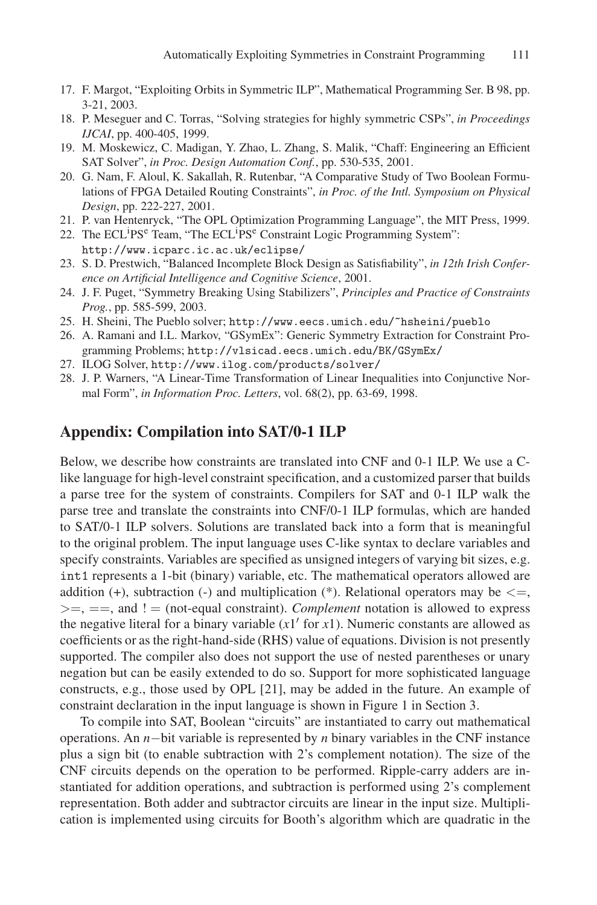17. F. Margot, "Exploiting Orbits in Symmetric ILP", Mathematical Programming Ser. B 98, pp. 3-21, 2003.
18. P. Meseguer and C. Torras, "Solving strategies for highly symmetric CSPs", *in Proceedings IJCAI*, pp. 400-405, 1999.
19. M. Moskewicz, C. Madigan, Y. Zhao, L. Zhang, S. Malik, "Chaff: Engineering an Efficient SAT Solver", *in Proc. Design Automation Conf.*, pp. 530-535, 2001.
20. G. Nam, F. Aloul, K. Sakallah, R. Rutenbar, "A Comparative Study of Two Boolean Formulations of FPGA Detailed Routing Constraints", *in Proc. of the Intl. Symposium on Physical Design*, pp. 222-227, 2001.
21. P. van Hentenryck, "The OPL Optimization Programming Language", the MIT Press, 1999.
22. The ECL[i]PS[e] Team, "The ECL[i]PS[e] Constraint Logic Programming System": `http://www.icparc.ic.ac.uk/eclipse/`
23. S. D. Prestwich, "Balanced Incomplete Block Design as Satisfiability", *in 12th Irish Conference on Artificial Intelligence and Cognitive Science*, 2001.
24. J. F. Puget, "Symmetry Breaking Using Stabilizers", *Principles and Practice of Constraints Prog.*, pp. 585-599, 2003.
25. H. Sheini, The Pueblo solver; `http://www.eecs.umich.edu/~hsheini/pueblo`
26. A. Ramani and I.L. Markov, "GSymEx": Generic Symmetry Extraction for Constraint Programming Problems; `http://vlsicad.eecs.umich.edu/BK/GSymEx/`
27. ILOG Solver, `http://www.ilog.com/products/solver/`
28. J. P. Warners, "A Linear-Time Transformation of Linear Inequalities into Conjunctive Normal Form", *in Information Proc. Letters*, vol. 68(2), pp. 63-69, 1998.

## Appendix: Compilation into SAT/0-1 ILP

Below, we describe how constraints are translated into CNF and 0-1 ILP. We use a C-like language for high-level constraint specification, and a customized parser that builds a parse tree for the system of constraints. Compilers for SAT and 0-1 ILP walk the parse tree and translate the constraints into CNF/0-1 ILP formulas, which are handed to SAT/0-1 ILP solvers. Solutions are translated back into a form that is meaningful to the original problem. The input language uses C-like syntax to declare variables and specify constraints. Variables are specified as unsigned integers of varying bit sizes, e.g. `int1` represents a 1-bit (binary) variable, etc. The mathematical operators allowed are addition (+), subtraction (-) and multiplication (*). Relational operators may be <=, >=, ==, and != (not-equal constraint). *Complement* notation is allowed to express the negative literal for a binary variable ($x1'$ for $x1$). Numeric constants are allowed as coefficients or as the right-hand-side (RHS) value of equations. Division is not presently supported. The compiler also does not support the use of nested parentheses or unary negation but can be easily extended to do so. Support for more sophisticated language constructs, e.g., those used by OPL [21], may be added in the future. An example of constraint declaration in the input language is shown in Figure 1 in Section 3.

To compile into SAT, Boolean "circuits" are instantiated to carry out mathematical operations. An $n-$bit variable is represented by $n$ binary variables in the CNF instance plus a sign bit (to enable subtraction with 2's complement notation). The size of the CNF circuits depends on the operation to be performed. Ripple-carry adders are instantiated for addition operations, and subtraction is performed using 2's complement representation. Both adder and subtractor circuits are linear in the input size. Multiplication is implemented using circuits for Booth's algorithm which are quadratic in the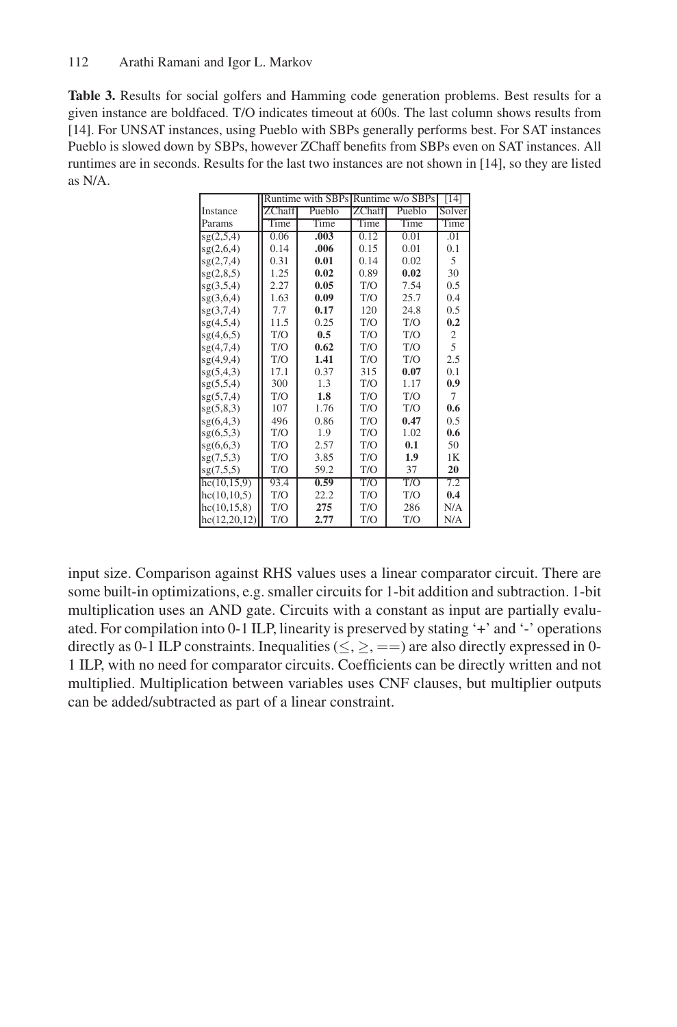**Table 3.** Results for social golfers and Hamming code generation problems. Best results for a given instance are boldfaced. T/O indicates timeout at 600s. The last column shows results from [14]. For UNSAT instances, using Pueblo with SBPs generally performs best. For SAT instances Pueblo is slowed down by SBPs, however ZChaff benefits from SBPs even on SAT instances. All runtimes are in seconds. Results for the last two instances are not shown in [14], so they are listed as N/A.

| | Runtime with SBPs | | Runtime w/o SBPs | | [14] |
|---|---|---|---|---|---|
| Instance | ZChaff | Pueblo | ZChaff | Pueblo | Solver |
| Params | Time | Time | Time | Time | Time |
| sg(2,5,4) | 0.06 | **.003** | 0.12 | 0.01 | .01 |
| sg(2,6,4) | 0.14 | **.006** | 0.15 | 0.01 | 0.1 |
| sg(2,7,4) | 0.31 | **0.01** | 0.14 | 0.02 | 5 |
| sg(2,8,5) | 1.25 | **0.02** | 0.89 | **0.02** | 30 |
| sg(3,5,4) | 2.27 | **0.05** | T/O | 7.54 | 0.5 |
| sg(3,6,4) | 1.63 | **0.09** | T/O | 25.7 | 0.4 |
| sg(3,7,4) | 7.7 | **0.17** | 120 | 24.8 | 0.5 |
| sg(4,5,4) | 11.5 | 0.25 | T/O | T/O | **0.2** |
| sg(4,6,5) | T/O | **0.5** | T/O | T/O | 2 |
| sg(4,7,4) | T/O | **0.62** | T/O | T/O | 5 |
| sg(4,9,4) | T/O | **1.41** | T/O | T/O | 2.5 |
| sg(5,4,3) | 17.1 | 0.37 | 315 | **0.07** | 0.1 |
| sg(5,5,4) | 300 | 1.3 | T/O | 1.17 | **0.9** |
| sg(5,7,4) | T/O | **1.8** | T/O | T/O | 7 |
| sg(5,8,3) | 107 | 1.76 | T/O | T/O | **0.6** |
| sg(6,4,3) | 496 | 0.86 | T/O | **0.47** | 0.5 |
| sg(6,5,3) | T/O | 1.9 | T/O | 1.02 | **0.6** |
| sg(6,6,3) | T/O | 2.57 | T/O | **0.1** | 50 |
| sg(7,5,3) | T/O | 3.85 | T/O | **1.9** | 1K |
| sg(7,5,5) | T/O | 59.2 | T/O | 37 | **20** |
| hc(10,15,9) | 93.4 | **0.59** | T/O | T/O | 7.2 |
| hc(10,10,5) | T/O | 22.2 | T/O | T/O | **0.4** |
| hc(10,15,8) | T/O | **275** | T/O | 286 | N/A |
| hc(12,20,12) | T/O | **2.77** | T/O | T/O | N/A |

input size. Comparison against RHS values uses a linear comparator circuit. There are some built-in optimizations, e.g. smaller circuits for 1-bit addition and subtraction. 1-bit multiplication uses an AND gate. Circuits with a constant as input are partially evaluated. For compilation into 0-1 ILP, linearity is preserved by stating '+' and '-' operations directly as 0-1 ILP constraints. Inequalities ($\leq$, $\geq$, $==$) are also directly expressed in 0-1 ILP, with no need for comparator circuits. Coefficients can be directly written and not multiplied. Multiplication between variables uses CNF clauses, but multiplier outputs can be added/subtracted as part of a linear constraint.